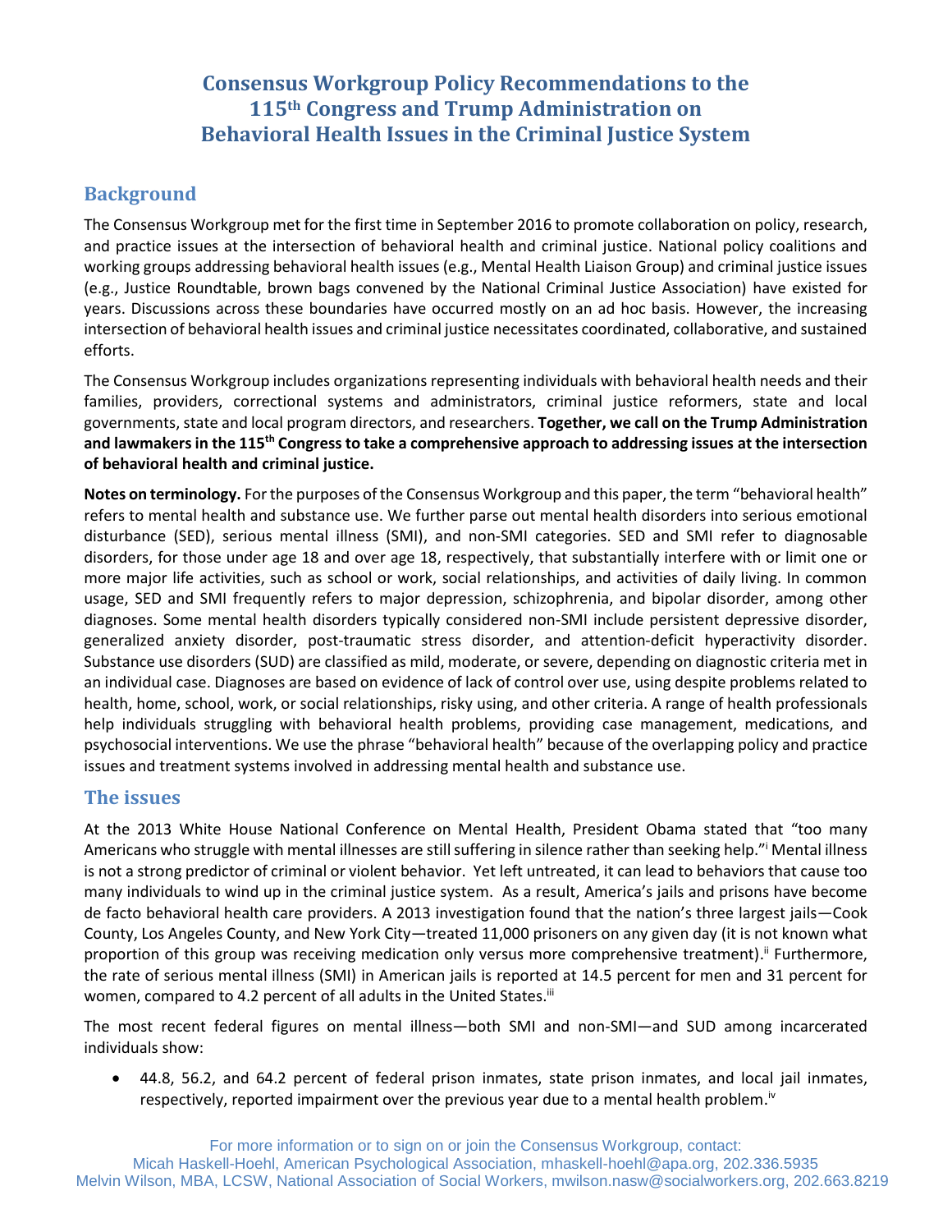# Consensus Workgroup Policy Recommendations to the 115th Congress and Trump Administration on Behavioral Health Issues in the Criminal Justice System

## Background

The Consensus Workgroup met for the first time in September 2016 to promote collaboration on policy, research, and practice issues at the intersection of behavioral health and criminal justice. National policy coalitions and working groups addressing behavioral health issues (e.g., Mental Health Liaison Group) and criminal justice issues (e.g., Justice Roundtable, brown bags convened by the National Criminal Justice Association) have existed for years. Discussions across these boundaries have occurred mostly on an ad hoc basis. However, the increasing intersection of behavioral health issues and criminal justice necessitates coordinated, collaborative, and sustained efforts.

The Consensus Workgroup includes organizations representing individuals with behavioral health needs and their families, providers, correctional systems and administrators, criminal justice reformers, state and local governments, state and local program directors, and researchers. **Together, we call on the Trump Administration and lawmakers in the 115th Congress to take a comprehensive approach to addressing issues at the intersection of behavioral health and criminal justice.**

**Notes on terminology.** For the purposes of the Consensus Workgroup and this paper, the term "behavioral health" refers to mental health and substance use. We further parse out mental health disorders into serious emotional disturbance (SED), serious mental illness (SMI), and non-SMI categories. SED and SMI refer to diagnosable disorders, for those under age 18 and over age 18, respectively, that substantially interfere with or limit one or more major life activities, such as school or work, social relationships, and activities of daily living. In common usage, SED and SMI frequently refers to major depression, schizophrenia, and bipolar disorder, among other diagnoses. Some mental health disorders typically considered non-SMI include persistent depressive disorder, generalized anxiety disorder, post-traumatic stress disorder, and attention-deficit hyperactivity disorder. Substance use disorders (SUD) are classified as mild, moderate, or severe, depending on diagnostic criteria met in an individual case. Diagnoses are based on evidence of lack of control over use, using despite problems related to health, home, school, work, or social relationships, risky using, and other criteria. A range of health professionals help individuals struggling with behavioral health problems, providing case management, medications, and psychosocial interventions. We use the phrase "behavioral health" because of the overlapping policy and practice issues and treatment systems involved in addressing mental health and substance use.

## The issues

At the 2013 White House National Conference on Mental Health, President Obama stated that "too many Americans who struggle with mental illnesses are still suffering in silence rather than seeking help."[i] Mental illness is not a strong predictor of criminal or violent behavior. Yet left untreated, it can lead to behaviors that cause too many individuals to wind up in the criminal justice system. As a result, America's jails and prisons have become de facto behavioral health care providers. A 2013 investigation found that the nation's three largest jails—Cook County, Los Angeles County, and New York City—treated 11,000 prisoners on any given day (it is not known what proportion of this group was receiving medication only versus more comprehensive treatment).[ii] Furthermore, the rate of serious mental illness (SMI) in American jails is reported at 14.5 percent for men and 31 percent for women, compared to 4.2 percent of all adults in the United States.[iii]

The most recent federal figures on mental illness—both SMI and non-SMI—and SUD among incarcerated individuals show:

- 44.8, 56.2, and 64.2 percent of federal prison inmates, state prison inmates, and local jail inmates, respectively, reported impairment over the previous year due to a mental health problem.[iv]

For more information or to sign on or join the Consensus Workgroup, contact:
Micah Haskell-Hoehl, American Psychological Association, mhaskell-hoehl@apa.org, 202.336.5935
Melvin Wilson, MBA, LCSW, National Association of Social Workers, mwilson.nasw@socialworkers.org, 202.663.8219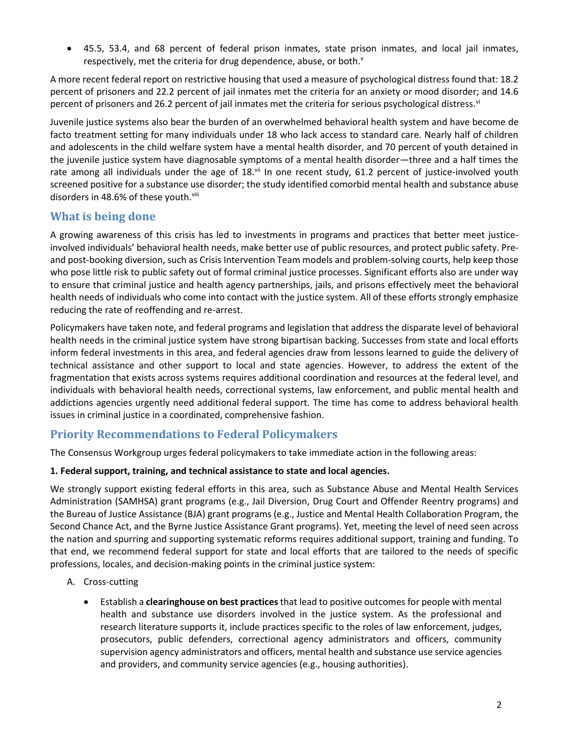- 45.5, 53.4, and 68 percent of federal prison inmates, state prison inmates, and local jail inmates, respectively, met the criteria for drug dependence, abuse, or both.[v]

A more recent federal report on restrictive housing that used a measure of psychological distress found that: 18.2 percent of prisoners and 22.2 percent of jail inmates met the criteria for an anxiety or mood disorder; and 14.6 percent of prisoners and 26.2 percent of jail inmates met the criteria for serious psychological distress.[vi]

Juvenile justice systems also bear the burden of an overwhelmed behavioral health system and have become de facto treatment setting for many individuals under 18 who lack access to standard care. Nearly half of children and adolescents in the child welfare system have a mental health disorder, and 70 percent of youth detained in the juvenile justice system have diagnosable symptoms of a mental health disorder—three and a half times the rate among all individuals under the age of 18.[vii] In one recent study, 61.2 percent of justice-involved youth screened positive for a substance use disorder; the study identified comorbid mental health and substance abuse disorders in 48.6% of these youth.[viii]

## What is being done

A growing awareness of this crisis has led to investments in programs and practices that better meet justice-involved individuals' behavioral health needs, make better use of public resources, and protect public safety. Pre- and post-booking diversion, such as Crisis Intervention Team models and problem-solving courts, help keep those who pose little risk to public safety out of formal criminal justice processes. Significant efforts also are under way to ensure that criminal justice and health agency partnerships, jails, and prisons effectively meet the behavioral health needs of individuals who come into contact with the justice system. All of these efforts strongly emphasize reducing the rate of reoffending and re-arrest.

Policymakers have taken note, and federal programs and legislation that address the disparate level of behavioral health needs in the criminal justice system have strong bipartisan backing. Successes from state and local efforts inform federal investments in this area, and federal agencies draw from lessons learned to guide the delivery of technical assistance and other support to local and state agencies. However, to address the extent of the fragmentation that exists across systems requires additional coordination and resources at the federal level, and individuals with behavioral health needs, correctional systems, law enforcement, and public mental health and addictions agencies urgently need additional federal support. The time has come to address behavioral health issues in criminal justice in a coordinated, comprehensive fashion.

## Priority Recommendations to Federal Policymakers

The Consensus Workgroup urges federal policymakers to take immediate action in the following areas:

**1. Federal support, training, and technical assistance to state and local agencies.**

We strongly support existing federal efforts in this area, such as Substance Abuse and Mental Health Services Administration (SAMHSA) grant programs (e.g., Jail Diversion, Drug Court and Offender Reentry programs) and the Bureau of Justice Assistance (BJA) grant programs (e.g., Justice and Mental Health Collaboration Program, the Second Chance Act, and the Byrne Justice Assistance Grant programs). Yet, meeting the level of need seen across the nation and spurring and supporting systematic reforms requires additional support, training and funding. To that end, we recommend federal support for state and local efforts that are tailored to the needs of specific professions, locales, and decision-making points in the criminal justice system:

A. Cross-cutting

- Establish a **clearinghouse on best practices** that lead to positive outcomes for people with mental health and substance use disorders involved in the justice system. As the professional and research literature supports it, include practices specific to the roles of law enforcement, judges, prosecutors, public defenders, correctional agency administrators and officers, community supervision agency administrators and officers, mental health and substance use service agencies and providers, and community service agencies (e.g., housing authorities).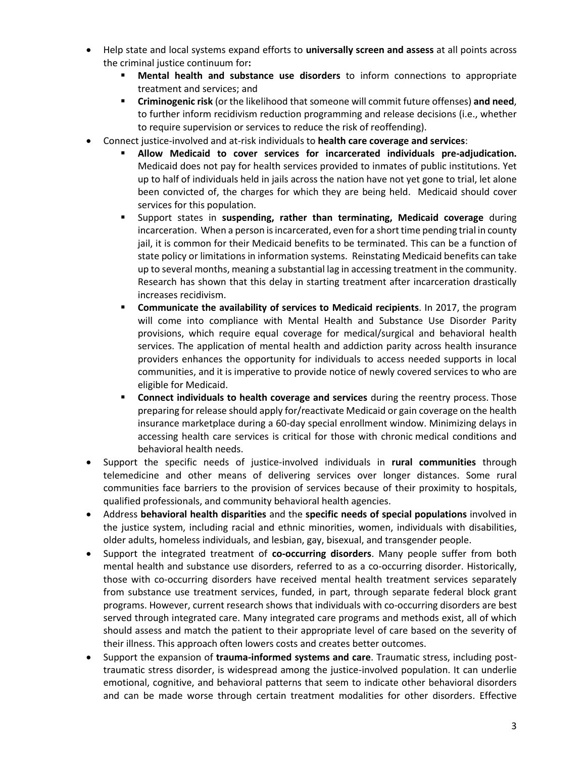- Help state and local systems expand efforts to **universally screen and assess** at all points across the criminal justice continuum for**:**
  - **Mental health and substance use disorders** to inform connections to appropriate treatment and services; and
  - **Criminogenic risk** (or the likelihood that someone will commit future offenses) **and need**, to further inform recidivism reduction programming and release decisions (i.e., whether to require supervision or services to reduce the risk of reoffending).
- Connect justice-involved and at-risk individuals to **health care coverage and services**:
  - **Allow Medicaid to cover services for incarcerated individuals pre-adjudication.** Medicaid does not pay for health services provided to inmates of public institutions. Yet up to half of individuals held in jails across the nation have not yet gone to trial, let alone been convicted of, the charges for which they are being held. Medicaid should cover services for this population.
  - Support states in **suspending, rather than terminating, Medicaid coverage** during incarceration. When a person is incarcerated, even for a short time pending trial in county jail, it is common for their Medicaid benefits to be terminated. This can be a function of state policy or limitations in information systems. Reinstating Medicaid benefits can take up to several months, meaning a substantial lag in accessing treatment in the community. Research has shown that this delay in starting treatment after incarceration drastically increases recidivism.
  - **Communicate the availability of services to Medicaid recipients**. In 2017, the program will come into compliance with Mental Health and Substance Use Disorder Parity provisions, which require equal coverage for medical/surgical and behavioral health services. The application of mental health and addiction parity across health insurance providers enhances the opportunity for individuals to access needed supports in local communities, and it is imperative to provide notice of newly covered services to who are eligible for Medicaid.
  - **Connect individuals to health coverage and services** during the reentry process. Those preparing for release should apply for/reactivate Medicaid or gain coverage on the health insurance marketplace during a 60-day special enrollment window. Minimizing delays in accessing health care services is critical for those with chronic medical conditions and behavioral health needs.
- Support the specific needs of justice-involved individuals in **rural communities** through telemedicine and other means of delivering services over longer distances. Some rural communities face barriers to the provision of services because of their proximity to hospitals, qualified professionals, and community behavioral health agencies.
- Address **behavioral health disparities** and the **specific needs of special populations** involved in the justice system, including racial and ethnic minorities, women, individuals with disabilities, older adults, homeless individuals, and lesbian, gay, bisexual, and transgender people.
- Support the integrated treatment of **co-occurring disorders**. Many people suffer from both mental health and substance use disorders, referred to as a co-occurring disorder. Historically, those with co-occurring disorders have received mental health treatment services separately from substance use treatment services, funded, in part, through separate federal block grant programs. However, current research shows that individuals with co-occurring disorders are best served through integrated care. Many integrated care programs and methods exist, all of which should assess and match the patient to their appropriate level of care based on the severity of their illness. This approach often lowers costs and creates better outcomes.
- Support the expansion of **trauma-informed systems and care**. Traumatic stress, including post-traumatic stress disorder, is widespread among the justice-involved population. It can underlie emotional, cognitive, and behavioral patterns that seem to indicate other behavioral disorders and can be made worse through certain treatment modalities for other disorders. Effective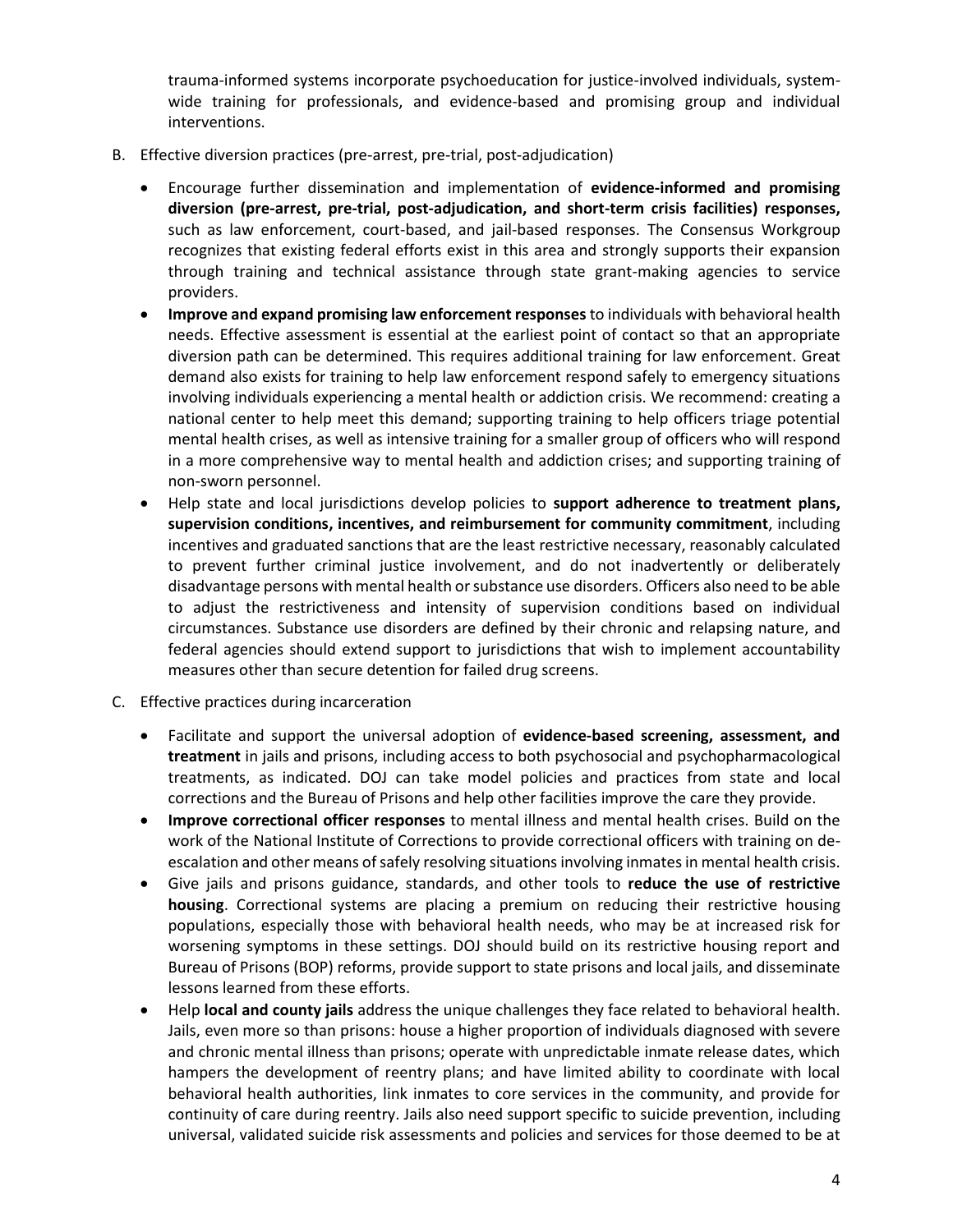trauma-informed systems incorporate psychoeducation for justice-involved individuals, system-wide training for professionals, and evidence-based and promising group and individual interventions.

B. Effective diversion practices (pre-arrest, pre-trial, post-adjudication)

- Encourage further dissemination and implementation of **evidence-informed and promising diversion (pre-arrest, pre-trial, post-adjudication, and short-term crisis facilities) responses,** such as law enforcement, court-based, and jail-based responses. The Consensus Workgroup recognizes that existing federal efforts exist in this area and strongly supports their expansion through training and technical assistance through state grant-making agencies to service providers.
- **Improve and expand promising law enforcement responses** to individuals with behavioral health needs. Effective assessment is essential at the earliest point of contact so that an appropriate diversion path can be determined. This requires additional training for law enforcement. Great demand also exists for training to help law enforcement respond safely to emergency situations involving individuals experiencing a mental health or addiction crisis. We recommend: creating a national center to help meet this demand; supporting training to help officers triage potential mental health crises, as well as intensive training for a smaller group of officers who will respond in a more comprehensive way to mental health and addiction crises; and supporting training of non-sworn personnel.
- Help state and local jurisdictions develop policies to **support adherence to treatment plans, supervision conditions, incentives, and reimbursement for community commitment**, including incentives and graduated sanctions that are the least restrictive necessary, reasonably calculated to prevent further criminal justice involvement, and do not inadvertently or deliberately disadvantage persons with mental health or substance use disorders. Officers also need to be able to adjust the restrictiveness and intensity of supervision conditions based on individual circumstances. Substance use disorders are defined by their chronic and relapsing nature, and federal agencies should extend support to jurisdictions that wish to implement accountability measures other than secure detention for failed drug screens.

C. Effective practices during incarceration

- Facilitate and support the universal adoption of **evidence-based screening, assessment, and treatment** in jails and prisons, including access to both psychosocial and psychopharmacological treatments, as indicated. DOJ can take model policies and practices from state and local corrections and the Bureau of Prisons and help other facilities improve the care they provide.
- **Improve correctional officer responses** to mental illness and mental health crises. Build on the work of the National Institute of Corrections to provide correctional officers with training on de-escalation and other means of safely resolving situations involving inmates in mental health crisis.
- Give jails and prisons guidance, standards, and other tools to **reduce the use of restrictive housing**. Correctional systems are placing a premium on reducing their restrictive housing populations, especially those with behavioral health needs, who may be at increased risk for worsening symptoms in these settings. DOJ should build on its restrictive housing report and Bureau of Prisons (BOP) reforms, provide support to state prisons and local jails, and disseminate lessons learned from these efforts.
- Help **local and county jails** address the unique challenges they face related to behavioral health. Jails, even more so than prisons: house a higher proportion of individuals diagnosed with severe and chronic mental illness than prisons; operate with unpredictable inmate release dates, which hampers the development of reentry plans; and have limited ability to coordinate with local behavioral health authorities, link inmates to core services in the community, and provide for continuity of care during reentry. Jails also need support specific to suicide prevention, including universal, validated suicide risk assessments and policies and services for those deemed to be at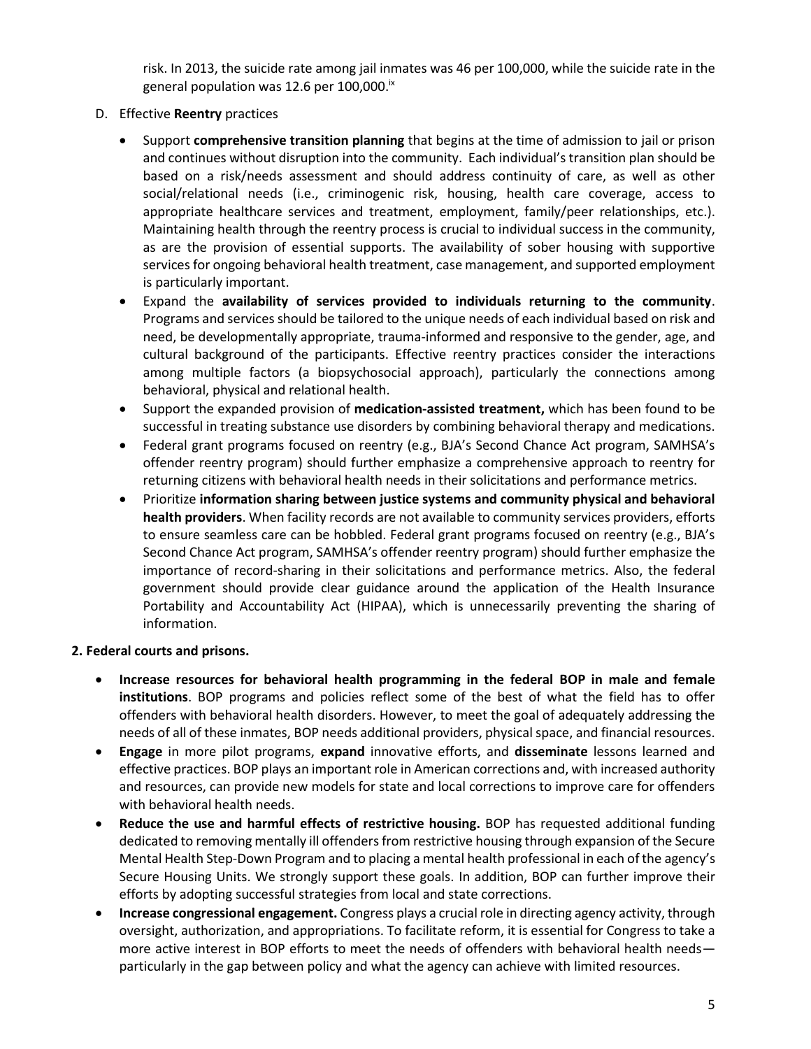risk. In 2013, the suicide rate among jail inmates was 46 per 100,000, while the suicide rate in the general population was 12.6 per 100,000.[ix]

D. Effective **Reentry** practices

- Support **comprehensive transition planning** that begins at the time of admission to jail or prison and continues without disruption into the community. Each individual's transition plan should be based on a risk/needs assessment and should address continuity of care, as well as other social/relational needs (i.e., criminogenic risk, housing, health care coverage, access to appropriate healthcare services and treatment, employment, family/peer relationships, etc.). Maintaining health through the reentry process is crucial to individual success in the community, as are the provision of essential supports. The availability of sober housing with supportive services for ongoing behavioral health treatment, case management, and supported employment is particularly important.
- Expand the **availability of services provided to individuals returning to the community**. Programs and services should be tailored to the unique needs of each individual based on risk and need, be developmentally appropriate, trauma-informed and responsive to the gender, age, and cultural background of the participants. Effective reentry practices consider the interactions among multiple factors (a biopsychosocial approach), particularly the connections among behavioral, physical and relational health.
- Support the expanded provision of **medication-assisted treatment,** which has been found to be successful in treating substance use disorders by combining behavioral therapy and medications.
- Federal grant programs focused on reentry (e.g., BJA's Second Chance Act program, SAMHSA's offender reentry program) should further emphasize a comprehensive approach to reentry for returning citizens with behavioral health needs in their solicitations and performance metrics.
- Prioritize **information sharing between justice systems and community physical and behavioral health providers**. When facility records are not available to community services providers, efforts to ensure seamless care can be hobbled. Federal grant programs focused on reentry (e.g., BJA's Second Chance Act program, SAMHSA's offender reentry program) should further emphasize the importance of record-sharing in their solicitations and performance metrics. Also, the federal government should provide clear guidance around the application of the Health Insurance Portability and Accountability Act (HIPAA), which is unnecessarily preventing the sharing of information.

**2. Federal courts and prisons.**

- **Increase resources for behavioral health programming in the federal BOP in male and female institutions**. BOP programs and policies reflect some of the best of what the field has to offer offenders with behavioral health disorders. However, to meet the goal of adequately addressing the needs of all of these inmates, BOP needs additional providers, physical space, and financial resources.
- **Engage** in more pilot programs, **expand** innovative efforts, and **disseminate** lessons learned and effective practices. BOP plays an important role in American corrections and, with increased authority and resources, can provide new models for state and local corrections to improve care for offenders with behavioral health needs.
- **Reduce the use and harmful effects of restrictive housing.** BOP has requested additional funding dedicated to removing mentally ill offenders from restrictive housing through expansion of the Secure Mental Health Step-Down Program and to placing a mental health professional in each of the agency's Secure Housing Units. We strongly support these goals. In addition, BOP can further improve their efforts by adopting successful strategies from local and state corrections.
- **Increase congressional engagement.** Congress plays a crucial role in directing agency activity, through oversight, authorization, and appropriations. To facilitate reform, it is essential for Congress to take a more active interest in BOP efforts to meet the needs of offenders with behavioral health needs—particularly in the gap between policy and what the agency can achieve with limited resources.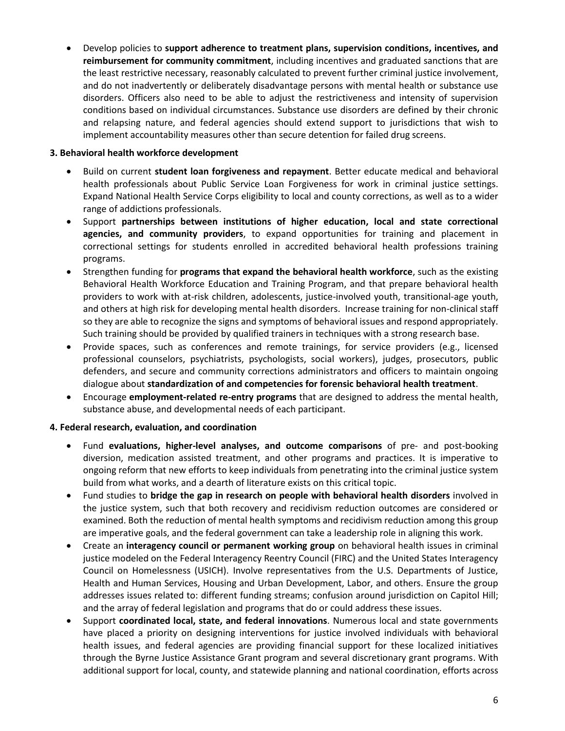- Develop policies to **support adherence to treatment plans, supervision conditions, incentives, and reimbursement for community commitment**, including incentives and graduated sanctions that are the least restrictive necessary, reasonably calculated to prevent further criminal justice involvement, and do not inadvertently or deliberately disadvantage persons with mental health or substance use disorders. Officers also need to be able to adjust the restrictiveness and intensity of supervision conditions based on individual circumstances. Substance use disorders are defined by their chronic and relapsing nature, and federal agencies should extend support to jurisdictions that wish to implement accountability measures other than secure detention for failed drug screens.

**3. Behavioral health workforce development**

- Build on current **student loan forgiveness and repayment**. Better educate medical and behavioral health professionals about Public Service Loan Forgiveness for work in criminal justice settings. Expand National Health Service Corps eligibility to local and county corrections, as well as to a wider range of addictions professionals.
- Support **partnerships between institutions of higher education, local and state correctional agencies, and community providers**, to expand opportunities for training and placement in correctional settings for students enrolled in accredited behavioral health professions training programs.
- Strengthen funding for **programs that expand the behavioral health workforce**, such as the existing Behavioral Health Workforce Education and Training Program, and that prepare behavioral health providers to work with at-risk children, adolescents, justice-involved youth, transitional-age youth, and others at high risk for developing mental health disorders. Increase training for non-clinical staff so they are able to recognize the signs and symptoms of behavioral issues and respond appropriately. Such training should be provided by qualified trainers in techniques with a strong research base.
- Provide spaces, such as conferences and remote trainings, for service providers (e.g., licensed professional counselors, psychiatrists, psychologists, social workers), judges, prosecutors, public defenders, and secure and community corrections administrators and officers to maintain ongoing dialogue about **standardization of and competencies for forensic behavioral health treatment**.
- Encourage **employment-related re-entry programs** that are designed to address the mental health, substance abuse, and developmental needs of each participant.

**4. Federal research, evaluation, and coordination**

- Fund **evaluations, higher-level analyses, and outcome comparisons** of pre- and post-booking diversion, medication assisted treatment, and other programs and practices. It is imperative to ongoing reform that new efforts to keep individuals from penetrating into the criminal justice system build from what works, and a dearth of literature exists on this critical topic.
- Fund studies to **bridge the gap in research on people with behavioral health disorders** involved in the justice system, such that both recovery and recidivism reduction outcomes are considered or examined. Both the reduction of mental health symptoms and recidivism reduction among this group are imperative goals, and the federal government can take a leadership role in aligning this work.
- Create an **interagency council or permanent working group** on behavioral health issues in criminal justice modeled on the Federal Interagency Reentry Council (FIRC) and the United States Interagency Council on Homelessness (USICH). Involve representatives from the U.S. Departments of Justice, Health and Human Services, Housing and Urban Development, Labor, and others. Ensure the group addresses issues related to: different funding streams; confusion around jurisdiction on Capitol Hill; and the array of federal legislation and programs that do or could address these issues.
- Support **coordinated local, state, and federal innovations**. Numerous local and state governments have placed a priority on designing interventions for justice involved individuals with behavioral health issues, and federal agencies are providing financial support for these localized initiatives through the Byrne Justice Assistance Grant program and several discretionary grant programs. With additional support for local, county, and statewide planning and national coordination, efforts across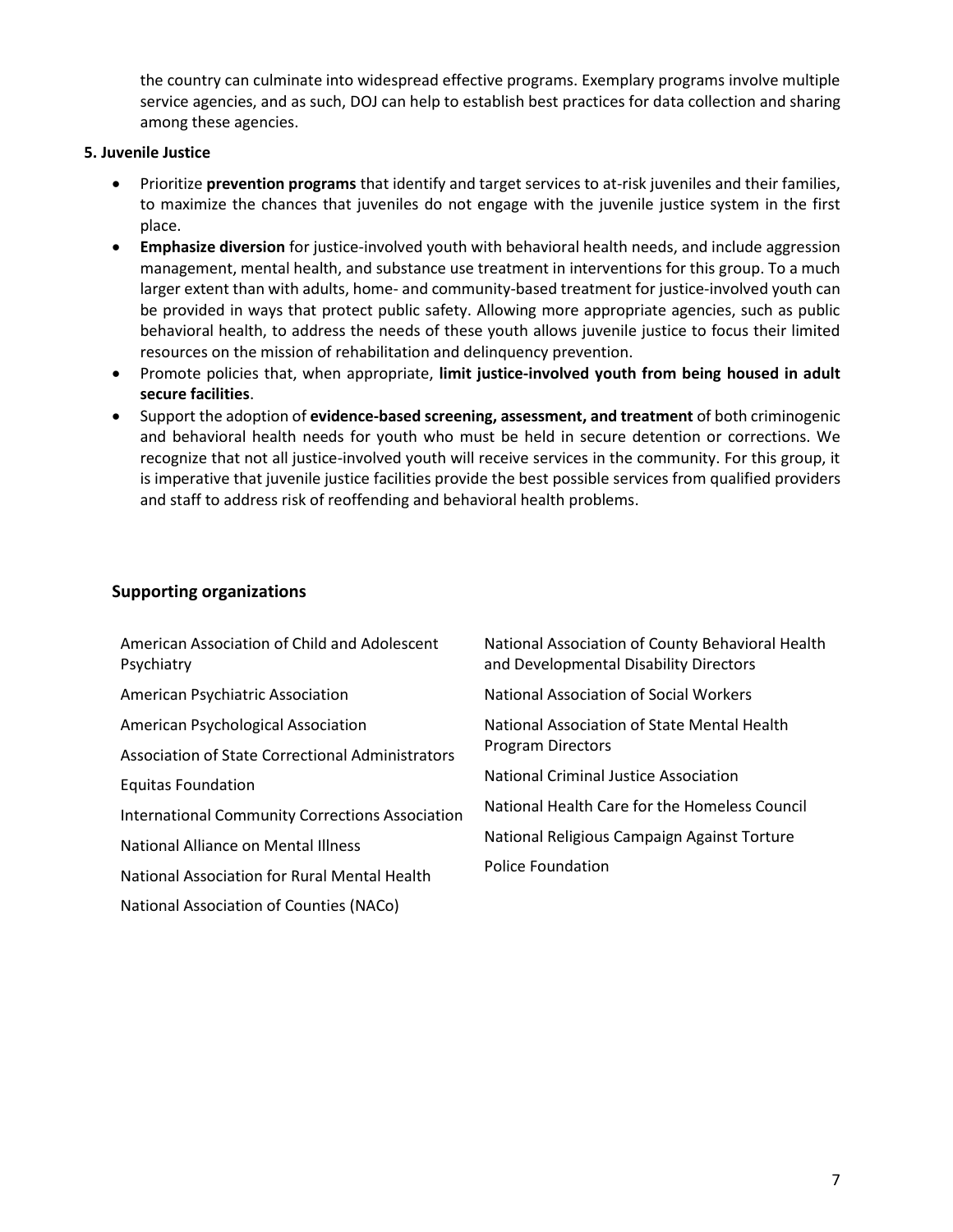the country can culminate into widespread effective programs. Exemplary programs involve multiple service agencies, and as such, DOJ can help to establish best practices for data collection and sharing among these agencies.

**5. Juvenile Justice**

- Prioritize **prevention programs** that identify and target services to at-risk juveniles and their families, to maximize the chances that juveniles do not engage with the juvenile justice system in the first place.
- **Emphasize diversion** for justice-involved youth with behavioral health needs, and include aggression management, mental health, and substance use treatment in interventions for this group. To a much larger extent than with adults, home- and community-based treatment for justice-involved youth can be provided in ways that protect public safety. Allowing more appropriate agencies, such as public behavioral health, to address the needs of these youth allows juvenile justice to focus their limited resources on the mission of rehabilitation and delinquency prevention.
- Promote policies that, when appropriate, **limit justice-involved youth from being housed in adult secure facilities**.
- Support the adoption of **evidence-based screening, assessment, and treatment** of both criminogenic and behavioral health needs for youth who must be held in secure detention or corrections. We recognize that not all justice-involved youth will receive services in the community. For this group, it is imperative that juvenile justice facilities provide the best possible services from qualified providers and staff to address risk of reoffending and behavioral health problems.

## Supporting organizations

American Association of Child and Adolescent Psychiatry

American Psychiatric Association

American Psychological Association

Association of State Correctional Administrators

Equitas Foundation

International Community Corrections Association

National Alliance on Mental Illness

National Association for Rural Mental Health

National Association of Counties (NACo)

National Association of County Behavioral Health and Developmental Disability Directors

National Association of Social Workers

National Association of State Mental Health Program Directors

National Criminal Justice Association

National Health Care for the Homeless Council

National Religious Campaign Against Torture

Police Foundation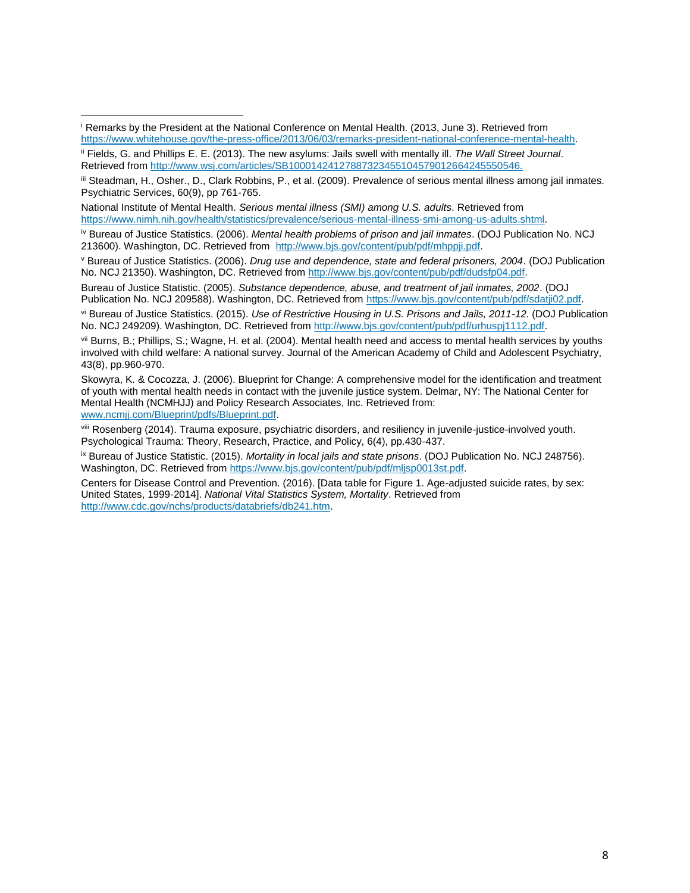[i] Remarks by the President at the National Conference on Mental Health. (2013, June 3). Retrieved from https://www.whitehouse.gov/the-press-office/2013/06/03/remarks-president-national-conference-mental-health.

[ii] Fields, G. and Phillips E. E. (2013). The new asylums: Jails swell with mentally ill. *The Wall Street Journal*. Retrieved from http://www.wsj.com/articles/SB10001424127887323455104579012664245550546.

[iii] Steadman, H., Osher., D., Clark Robbins, P., et al. (2009). Prevalence of serious mental illness among jail inmates. Psychiatric Services, 60(9), pp 761-765.

National Institute of Mental Health. *Serious mental illness (SMI) among U.S. adults*. Retrieved from https://www.nimh.nih.gov/health/statistics/prevalence/serious-mental-illness-smi-among-us-adults.shtml.

[iv] Bureau of Justice Statistics. (2006). *Mental health problems of prison and jail inmates*. (DOJ Publication No. NCJ 213600). Washington, DC. Retrieved from http://www.bjs.gov/content/pub/pdf/mhppji.pdf.

[v] Bureau of Justice Statistics. (2006). *Drug use and dependence, state and federal prisoners, 2004*. (DOJ Publication No. NCJ 21350). Washington, DC. Retrieved from http://www.bjs.gov/content/pub/pdf/dudsfp04.pdf.

Bureau of Justice Statistic. (2005). *Substance dependence, abuse, and treatment of jail inmates, 2002*. (DOJ Publication No. NCJ 209588). Washington, DC. Retrieved from https://www.bjs.gov/content/pub/pdf/sdatji02.pdf.

[vi] Bureau of Justice Statistics. (2015). *Use of Restrictive Housing in U.S. Prisons and Jails, 2011-12*. (DOJ Publication No. NCJ 249209). Washington, DC. Retrieved from http://www.bjs.gov/content/pub/pdf/urhuspj1112.pdf.

[vii] Burns, B.; Phillips, S.; Wagne, H. et al. (2004). Mental health need and access to mental health services by youths involved with child welfare: A national survey. Journal of the American Academy of Child and Adolescent Psychiatry, 43(8), pp.960-970.

Skowyra, K. & Cocozza, J. (2006). Blueprint for Change: A comprehensive model for the identification and treatment of youth with mental health needs in contact with the juvenile justice system. Delmar, NY: The National Center for Mental Health (NCMHJJ) and Policy Research Associates, Inc. Retrieved from: www.ncmjj.com/Blueprint/pdfs/Blueprint.pdf.

[viii] Rosenberg (2014). Trauma exposure, psychiatric disorders, and resiliency in juvenile-justice-involved youth. Psychological Trauma: Theory, Research, Practice, and Policy, 6(4), pp.430-437.

[ix] Bureau of Justice Statistic. (2015). *Mortality in local jails and state prisons*. (DOJ Publication No. NCJ 248756). Washington, DC. Retrieved from https://www.bjs.gov/content/pub/pdf/mljsp0013st.pdf.

Centers for Disease Control and Prevention. (2016). [Data table for Figure 1. Age-adjusted suicide rates, by sex: United States, 1999-2014]. *National Vital Statistics System, Mortality*. Retrieved from http://www.cdc.gov/nchs/products/databriefs/db241.htm.